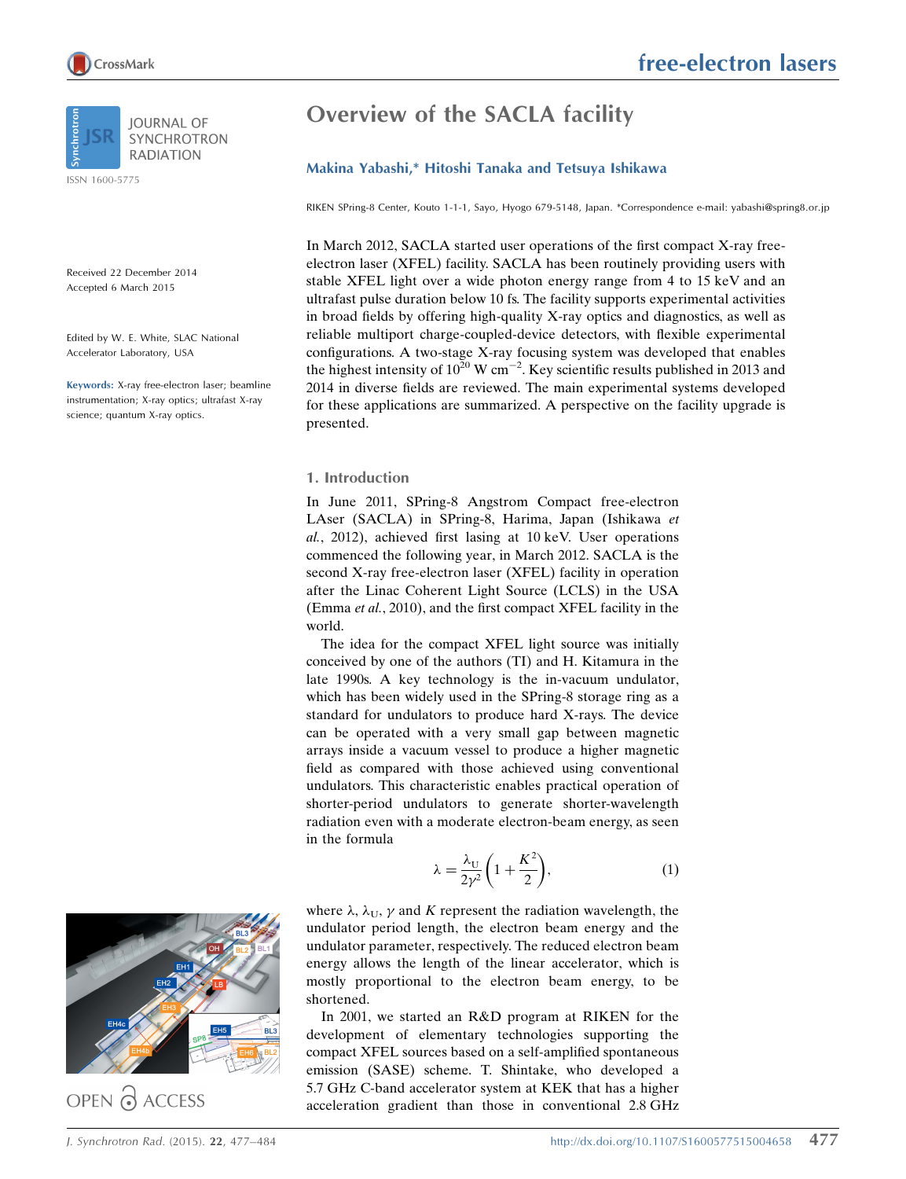# Overview of the SACLA facility

**Makina Yabashi,* Hitoshi Tanaka and Tetsuya Ishikawa**

RIKEN SPring-8 Center, Kouto 1-1-1, Sayo, Hyogo 679-5148, Japan. *Correspondence e-mail: yabashi@spring8.or.jp

Received 22 December 2014
Accepted 6 March 2015

Edited by W. E. White, SLAC National Accelerator Laboratory, USA

**Keywords:** X-ray free-electron laser; beamline instrumentation; X-ray optics; ultrafast X-ray science; quantum X-ray optics.

In March 2012, SACLA started user operations of the first compact X-ray free-electron laser (XFEL) facility. SACLA has been routinely providing users with stable XFEL light over a wide photon energy range from 4 to 15 keV and an ultrafast pulse duration below 10 fs. The facility supports experimental activities in broad fields by offering high-quality X-ray optics and diagnostics, as well as reliable multiport charge-coupled-device detectors, with flexible experimental configurations. A two-stage X-ray focusing system was developed that enables the highest intensity of $10^{20}$ W cm$^{-2}$. Key scientific results published in 2013 and 2014 in diverse fields are reviewed. The main experimental systems developed for these applications are summarized. A perspective on the facility upgrade is presented.

## 1. Introduction

In June 2011, SPring-8 Angstrom Compact free-electron LAser (SACLA) in SPring-8, Harima, Japan (Ishikawa *et al.*, 2012), achieved first lasing at 10 keV. User operations commenced the following year, in March 2012. SACLA is the second X-ray free-electron laser (XFEL) facility in operation after the Linac Coherent Light Source (LCLS) in the USA (Emma *et al.*, 2010), and the first compact XFEL facility in the world.

The idea for the compact XFEL light source was initially conceived by one of the authors (TI) and H. Kitamura in the late 1990s. A key technology is the in-vacuum undulator, which has been widely used in the SPring-8 storage ring as a standard for undulators to produce hard X-rays. The device can be operated with a very small gap between magnetic arrays inside a vacuum vessel to produce a higher magnetic field as compared with those achieved using conventional undulators. This characteristic enables practical operation of shorter-period undulators to generate shorter-wavelength radiation even with a moderate electron-beam energy, as seen in the formula

$$\lambda = \frac{\lambda_{\rm U}}{2\gamma^2}\left(1+\frac{K^2}{2}\right), \tag{1}$$

where $\lambda$, $\lambda_{\rm U}$, $\gamma$ and $K$ represent the radiation wavelength, the undulator period length, the electron beam energy and the undulator parameter, respectively. The reduced electron beam energy allows the length of the linear accelerator, which is mostly proportional to the electron beam energy, to be shortened.

In 2001, we started an R&D program at RIKEN for the development of elementary technologies supporting the compact XFEL sources based on a self-amplified spontaneous emission (SASE) scheme. T. Shintake, who developed a 5.7 GHz C-band accelerator system at KEK that has a higher acceleration gradient than those in conventional 2.8 GHz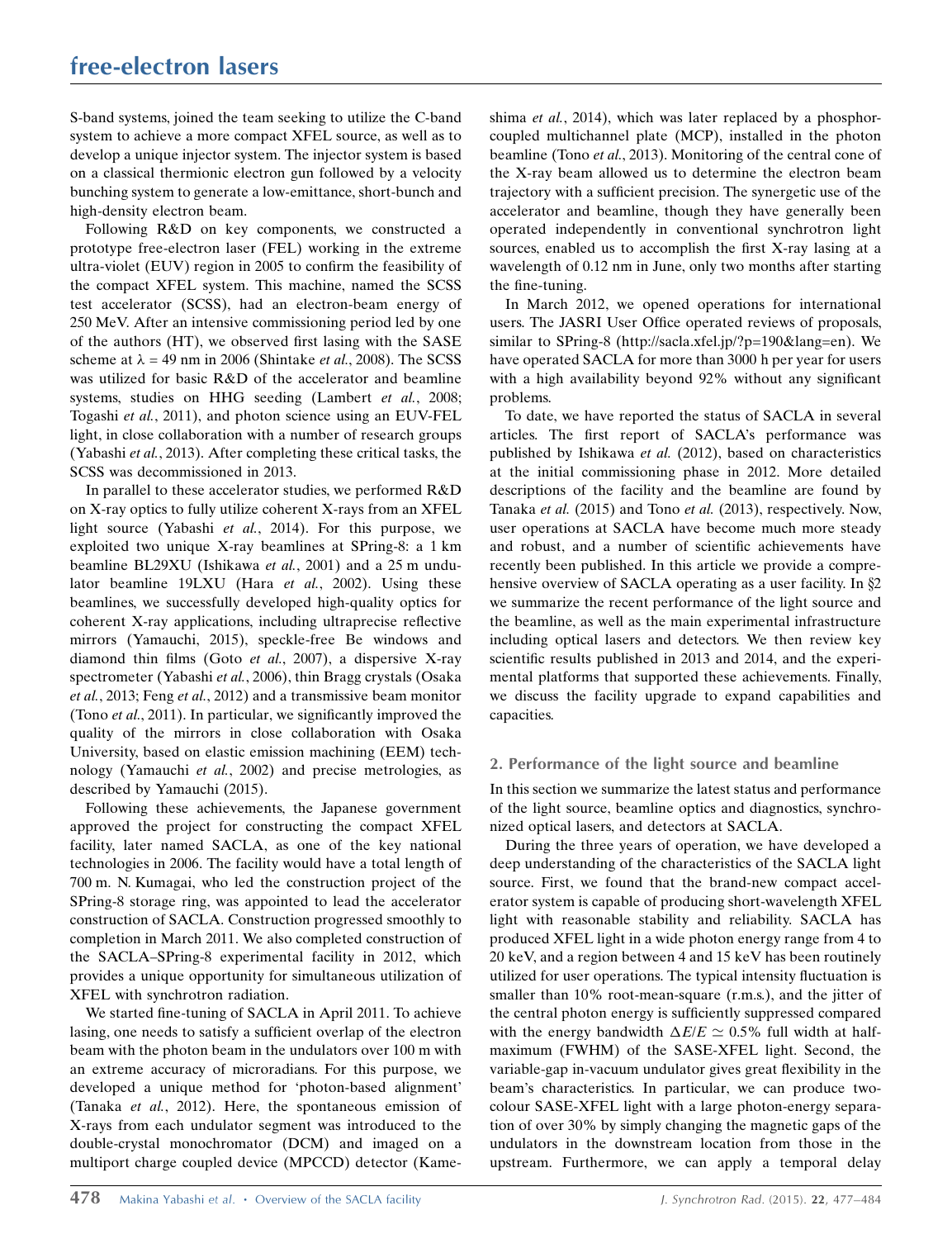S-band systems, joined the team seeking to utilize the C-band system to achieve a more compact XFEL source, as well as to develop a unique injector system. The injector system is based on a classical thermionic electron gun followed by a velocity bunching system to generate a low-emittance, short-bunch and high-density electron beam.

Following R&D on key components, we constructed a prototype free-electron laser (FEL) working in the extreme ultra-violet (EUV) region in 2005 to confirm the feasibility of the compact XFEL system. This machine, named the SCSS test accelerator (SCSS), had an electron-beam energy of 250 MeV. After an intensive commissioning period led by one of the authors (HT), we observed first lasing with the SASE scheme at $\lambda$ = 49 nm in 2006 (Shintake *et al.*, 2008). The SCSS was utilized for basic R&D of the accelerator and beamline systems, studies on HHG seeding (Lambert *et al.*, 2008; Togashi *et al.*, 2011), and photon science using an EUV-FEL light, in close collaboration with a number of research groups (Yabashi *et al.*, 2013). After completing these critical tasks, the SCSS was decommissioned in 2013.

In parallel to these accelerator studies, we performed R&D on X-ray optics to fully utilize coherent X-rays from an XFEL light source (Yabashi *et al.*, 2014). For this purpose, we exploited two unique X-ray beamlines at SPring-8: a 1 km beamline BL29XU (Ishikawa *et al.*, 2001) and a 25 m undulator beamline 19LXU (Hara *et al.*, 2002). Using these beamlines, we successfully developed high-quality optics for coherent X-ray applications, including ultraprecise reflective mirrors (Yamauchi, 2015), speckle-free Be windows and diamond thin films (Goto *et al.*, 2007), a dispersive X-ray spectrometer (Yabashi *et al.*, 2006), thin Bragg crystals (Osaka *et al.*, 2013; Feng *et al.*, 2012) and a transmissive beam monitor (Tono *et al.*, 2011). In particular, we significantly improved the quality of the mirrors in close collaboration with Osaka University, based on elastic emission machining (EEM) technology (Yamauchi *et al.*, 2002) and precise metrologies, as described by Yamauchi (2015).

Following these achievements, the Japanese government approved the project for constructing the compact XFEL facility, later named SACLA, as one of the key national technologies in 2006. The facility would have a total length of 700 m. N. Kumagai, who led the construction project of the SPring-8 storage ring, was appointed to lead the accelerator construction of SACLA. Construction progressed smoothly to completion in March 2011. We also completed construction of the SACLA–SPring-8 experimental facility in 2012, which provides a unique opportunity for simultaneous utilization of XFEL with synchrotron radiation.

We started fine-tuning of SACLA in April 2011. To achieve lasing, one needs to satisfy a sufficient overlap of the electron beam with the photon beam in the undulators over 100 m with an extreme accuracy of microradians. For this purpose, we developed a unique method for 'photon-based alignment' (Tanaka *et al.*, 2012). Here, the spontaneous emission of X-rays from each undulator segment was introduced to the double-crystal monochromator (DCM) and imaged on a multiport charge coupled device (MPCCD) detector (Kameshima *et al.*, 2014), which was later replaced by a phosphor-coupled multichannel plate (MCP), installed in the photon beamline (Tono *et al.*, 2013). Monitoring of the central cone of the X-ray beam allowed us to determine the electron beam trajectory with a sufficient precision. The synergetic use of the accelerator and beamline, though they have generally been operated independently in conventional synchrotron light sources, enabled us to accomplish the first X-ray lasing at a wavelength of 0.12 nm in June, only two months after starting the fine-tuning.

In March 2012, we opened operations for international users. The JASRI User Office operated reviews of proposals, similar to SPring-8 (http://sacla.xfel.jp/?p=190&lang=en). We have operated SACLA for more than 3000 h per year for users with a high availability beyond 92% without any significant problems.

To date, we have reported the status of SACLA in several articles. The first report of SACLA's performance was published by Ishikawa *et al.* (2012), based on characteristics at the initial commissioning phase in 2012. More detailed descriptions of the facility and the beamline are found by Tanaka *et al.* (2015) and Tono *et al.* (2013), respectively. Now, user operations at SACLA have become much more steady and robust, and a number of scientific achievements have recently been published. In this article we provide a comprehensive overview of SACLA operating as a user facility. In §2 we summarize the recent performance of the light source and the beamline, as well as the main experimental infrastructure including optical lasers and detectors. We then review key scientific results published in 2013 and 2014, and the experimental platforms that supported these achievements. Finally, we discuss the facility upgrade to expand capabilities and capacities.

## 2. Performance of the light source and beamline

In this section we summarize the latest status and performance of the light source, beamline optics and diagnostics, synchronized optical lasers, and detectors at SACLA.

During the three years of operation, we have developed a deep understanding of the characteristics of the SACLA light source. First, we found that the brand-new compact accelerator system is capable of producing short-wavelength XFEL light with reasonable stability and reliability. SACLA has produced XFEL light in a wide photon energy range from 4 to 20 keV, and a region between 4 and 15 keV has been routinely utilized for user operations. The typical intensity fluctuation is smaller than 10% root-mean-square (r.m.s.), and the jitter of the central photon energy is sufficiently suppressed compared with the energy bandwidth $\Delta E/E \simeq 0.5\%$ full width at half-maximum (FWHM) of the SASE-XFEL light. Second, the variable-gap in-vacuum undulator gives great flexibility in the beam's characteristics. In particular, we can produce two-colour SASE-XFEL light with a large photon-energy separation of over 30% by simply changing the magnetic gaps of the undulators in the downstream location from those in the upstream. Furthermore, we can apply a temporal delay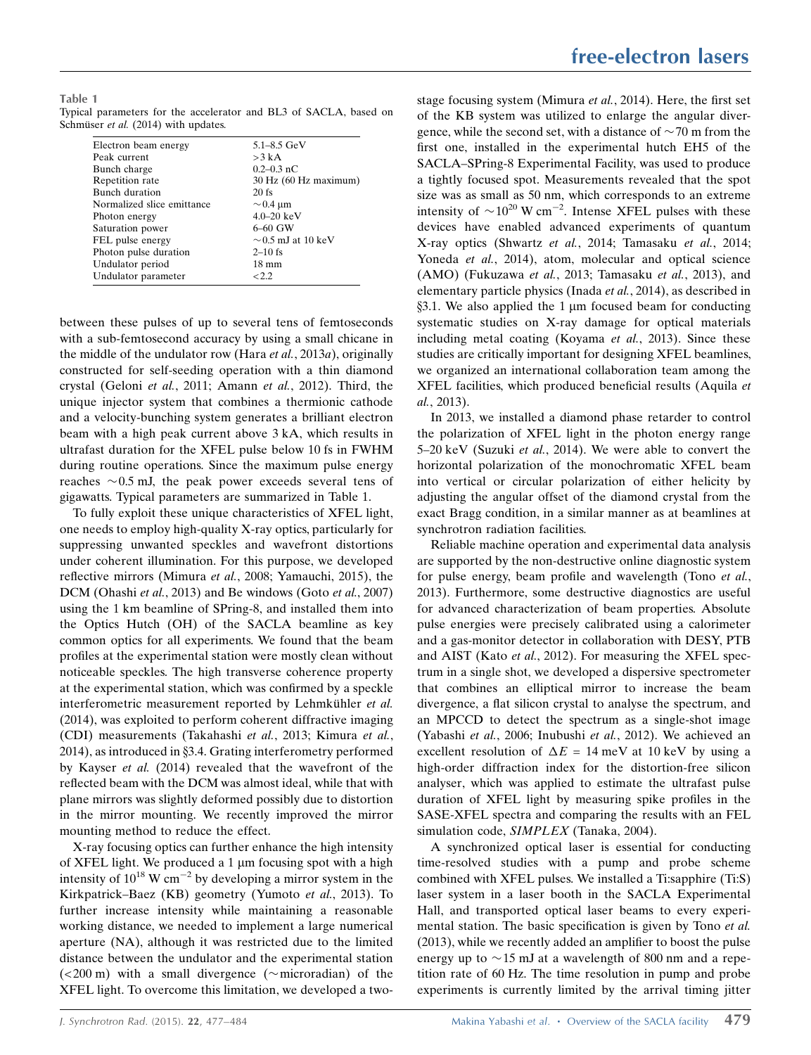**Table 1**
Typical parameters for the accelerator and BL3 of SACLA, based on Schmüser *et al.* (2014) with updates.

| | |
|---|---|
| Electron beam energy | 5.1–8.5 GeV |
| Peak current | >3 kA |
| Bunch charge | 0.2–0.3 nC |
| Repetition rate | 30 Hz (60 Hz maximum) |
| Bunch duration | 20 fs |
| Normalized slice emittance | ~0.4 µm |
| Photon energy | 4.0–20 keV |
| Saturation power | 6–60 GW |
| FEL pulse energy | ~0.5 mJ at 10 keV |
| Photon pulse duration | 2–10 fs |
| Undulator period | 18 mm |
| Undulator parameter | <2.2 |

between these pulses of up to several tens of femtoseconds with a sub-femtosecond accuracy by using a small chicane in the middle of the undulator row (Hara *et al.*, 2013*a*), originally constructed for self-seeding operation with a thin diamond crystal (Geloni *et al.*, 2011; Amann *et al.*, 2012). Third, the unique injector system that combines a thermionic cathode and a velocity-bunching system generates a brilliant electron beam with a high peak current above 3 kA, which results in ultrafast duration for the XFEL pulse below 10 fs in FWHM during routine operations. Since the maximum pulse energy reaches ~0.5 mJ, the peak power exceeds several tens of gigawatts. Typical parameters are summarized in Table 1.

To fully exploit these unique characteristics of XFEL light, one needs to employ high-quality X-ray optics, particularly for suppressing unwanted speckles and wavefront distortions under coherent illumination. For this purpose, we developed reflective mirrors (Mimura *et al.*, 2008; Yamauchi, 2015), the DCM (Ohashi *et al.*, 2013) and Be windows (Goto *et al.*, 2007) using the 1 km beamline of SPring-8, and installed them into the Optics Hutch (OH) of the SACLA beamline as key common optics for all experiments. We found that the beam profiles at the experimental station were mostly clean without noticeable speckles. The high transverse coherence property at the experimental station, which was confirmed by a speckle interferometric measurement reported by Lehmkühler *et al.* (2014), was exploited to perform coherent diffractive imaging (CDI) measurements (Takahashi *et al.*, 2013; Kimura *et al.*, 2014), as introduced in §3.4. Grating interferometry performed by Kayser *et al.* (2014) revealed that the wavefront of the reflected beam with the DCM was almost ideal, while that with plane mirrors was slightly deformed possibly due to distortion in the mirror mounting. We recently improved the mirror mounting method to reduce the effect.

X-ray focusing optics can further enhance the high intensity of XFEL light. We produced a 1 µm focusing spot with a high intensity of $10^{18}$ W cm$^{-2}$ by developing a mirror system in the Kirkpatrick–Baez (KB) geometry (Yumoto *et al.*, 2013). To further increase intensity while maintaining a reasonable working distance, we needed to implement a large numerical aperture (NA), although it was restricted due to the limited distance between the undulator and the experimental station (<200 m) with a small divergence (~microradian) of the XFEL light. To overcome this limitation, we developed a two-stage focusing system (Mimura *et al.*, 2014). Here, the first set of the KB system was utilized to enlarge the angular divergence, while the second set, with a distance of ~70 m from the first one, installed in the experimental hutch EH5 of the SACLA–SPring-8 Experimental Facility, was used to produce a tightly focused spot. Measurements revealed that the spot size was as small as 50 nm, which corresponds to an extreme intensity of ~$10^{20}$ W cm$^{-2}$. Intense XFEL pulses with these devices have enabled advanced experiments of quantum X-ray optics (Shwartz *et al.*, 2014; Tamasaku *et al.*, 2014; Yoneda *et al.*, 2014), atom, molecular and optical science (AMO) (Fukuzawa *et al.*, 2013; Tamasaku *et al.*, 2013), and elementary particle physics (Inada *et al.*, 2014), as described in §3.1. We also applied the 1 µm focused beam for conducting systematic studies on X-ray damage for optical materials including metal coating (Koyama *et al.*, 2013). Since these studies are critically important for designing XFEL beamlines, we organized an international collaboration team among the XFEL facilities, which produced beneficial results (Aquila *et al.*, 2013).

In 2013, we installed a diamond phase retarder to control the polarization of XFEL light in the photon energy range 5–20 keV (Suzuki *et al.*, 2014). We were able to convert the horizontal polarization of the monochromatic XFEL beam into vertical or circular polarization of either helicity by adjusting the angular offset of the diamond crystal from the exact Bragg condition, in a similar manner as at beamlines at synchrotron radiation facilities.

Reliable machine operation and experimental data analysis are supported by the non-destructive online diagnostic system for pulse energy, beam profile and wavelength (Tono *et al.*, 2013). Furthermore, some destructive diagnostics are useful for advanced characterization of beam properties. Absolute pulse energies were precisely calibrated using a calorimeter and a gas-monitor detector in collaboration with DESY, PTB and AIST (Kato *et al.*, 2012). For measuring the XFEL spectrum in a single shot, we developed a dispersive spectrometer that combines an elliptical mirror to increase the beam divergence, a flat silicon crystal to analyse the spectrum, and an MPCCD to detect the spectrum as a single-shot image (Yabashi *et al.*, 2006; Inubushi *et al.*, 2012). We achieved an excellent resolution of $\Delta E$ = 14 meV at 10 keV by using a high-order diffraction index for the distortion-free silicon analyser, which was applied to estimate the ultrafast pulse duration of XFEL light by measuring spike profiles in the SASE-XFEL spectra and comparing the results with an FEL simulation code, *SIMPLEX* (Tanaka, 2004).

A synchronized optical laser is essential for conducting time-resolved studies with a pump and probe scheme combined with XFEL pulses. We installed a Ti:sapphire (Ti:S) laser system in a laser booth in the SACLA Experimental Hall, and transported optical laser beams to every experimental station. The basic specification is given by Tono *et al.* (2013), while we recently added an amplifier to boost the pulse energy up to ~15 mJ at a wavelength of 800 nm and a repetition rate of 60 Hz. The time resolution in pump and probe experiments is currently limited by the arrival timing jitter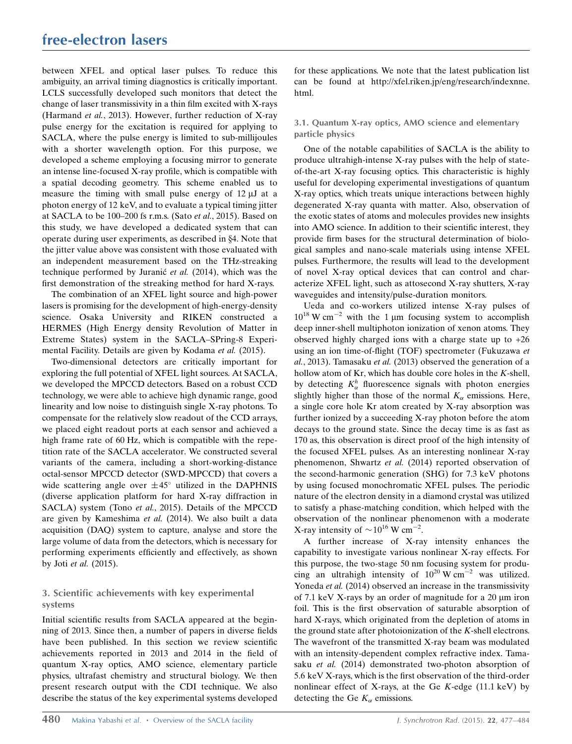between XFEL and optical laser pulses. To reduce this ambiguity, an arrival timing diagnostics is critically important. LCLS successfully developed such monitors that detect the change of laser transmissivity in a thin film excited with X-rays (Harmand *et al.*, 2013). However, further reduction of X-ray pulse energy for the excitation is required for applying to SACLA, where the pulse energy is limited to sub-millijoules with a shorter wavelength option. For this purpose, we developed a scheme employing a focusing mirror to generate an intense line-focused X-ray profile, which is compatible with a spatial decoding geometry. This scheme enabled us to measure the timing with small pulse energy of 12 µJ at a photon energy of 12 keV, and to evaluate a typical timing jitter at SACLA to be 100–200 fs r.m.s. (Sato *et al.*, 2015). Based on this study, we have developed a dedicated system that can operate during user experiments, as described in §4. Note that the jitter value above was consistent with those evaluated with an independent measurement based on the THz-streaking technique performed by Juranić *et al.* (2014), which was the first demonstration of the streaking method for hard X-rays.

The combination of an XFEL light source and high-power lasers is promising for the development of high-energy-density science. Osaka University and RIKEN constructed a HERMES (High Energy density Revolution of Matter in Extreme States) system in the SACLA–SPring-8 Experimental Facility. Details are given by Kodama *et al.* (2015).

Two-dimensional detectors are critically important for exploring the full potential of XFEL light sources. At SACLA, we developed the MPCCD detectors. Based on a robust CCD technology, we were able to achieve high dynamic range, good linearity and low noise to distinguish single X-ray photons. To compensate for the relatively slow readout of the CCD arrays, we placed eight readout ports at each sensor and achieved a high frame rate of 60 Hz, which is compatible with the repetition rate of the SACLA accelerator. We constructed several variants of the camera, including a short-working-distance octal-sensor MPCCD detector (SWD-MPCCD) that covers a wide scattering angle over $\pm 45^{\circ}$ utilized in the DAPHNIS (diverse application platform for hard X-ray diffraction in SACLA) system (Tono *et al.*, 2015). Details of the MPCCD are given by Kameshima *et al.* (2014). We also built a data acquisition (DAQ) system to capture, analyse and store the large volume of data from the detectors, which is necessary for performing experiments efficiently and effectively, as shown by Joti *et al.* (2015).

## 3. Scientific achievements with key experimental systems

Initial scientific results from SACLA appeared at the beginning of 2013. Since then, a number of papers in diverse fields have been published. In this section we review scientific achievements reported in 2013 and 2014 in the field of quantum X-ray optics, AMO science, elementary particle physics, ultrafast chemistry and structural biology. We then present research output with the CDI technique. We also describe the status of the key experimental systems developed for these applications. We note that the latest publication list can be found at http://xfel.riken.jp/eng/research/indexnne.html.

### 3.1. Quantum X-ray optics, AMO science and elementary particle physics

One of the notable capabilities of SACLA is the ability to produce ultrahigh-intense X-ray pulses with the help of state-of-the-art X-ray focusing optics. This characteristic is highly useful for developing experimental investigations of quantum X-ray optics, which treats unique interactions between highly degenerated X-ray quanta with matter. Also, observation of the exotic states of atoms and molecules provides new insights into AMO science. In addition to their scientific interest, they provide firm bases for the structural determination of biological samples and nano-scale materials using intense XFEL pulses. Furthermore, the results will lead to the development of novel X-ray optical devices that can control and characterize XFEL light, such as attosecond X-ray shutters, X-ray waveguides and intensity/pulse-duration monitors.

Ueda and co-workers utilized intense X-ray pulses of $10^{18}$ W cm$^{-2}$ with the 1 µm focusing system to accomplish deep inner-shell multiphoton ionization of xenon atoms. They observed highly charged ions with a charge state up to +26 using an ion time-of-flight (TOF) spectrometer (Fukuzawa *et al.*, 2013). Tamasaku *et al.* (2013) observed the generation of a hollow atom of Kr, which has double core holes in the *K*-shell, by detecting $K_{\alpha}^{h}$ fluorescence signals with photon energies slightly higher than those of the normal $K_{\alpha}$ emissions. Here, a single core hole Kr atom created by X-ray absorption was further ionized by a succeeding X-ray photon before the atom decays to the ground state. Since the decay time is as fast as 170 as, this observation is direct proof of the high intensity of the focused XFEL pulses. As an interesting nonlinear X-ray phenomenon, Shwartz *et al.* (2014) reported observation of the second-harmonic generation (SHG) for 7.3 keV photons by using focused monochromatic XFEL pulses. The periodic nature of the electron density in a diamond crystal was utilized to satisfy a phase-matching condition, which helped with the observation of the nonlinear phenomenon with a moderate X-ray intensity of $\sim 10^{16}$ W cm$^{-2}$.

A further increase of X-ray intensity enhances the capability to investigate various nonlinear X-ray effects. For this purpose, the two-stage 50 nm focusing system for producing an ultrahigh intensity of $10^{20}$ W cm$^{-2}$ was utilized. Yoneda *et al.* (2014) observed an increase in the transmissivity of 7.1 keV X-rays by an order of magnitude for a 20 µm iron foil. This is the first observation of saturable absorption of hard X-rays, which originated from the depletion of atoms in the ground state after photoionization of the *K*-shell electrons. The wavefront of the transmitted X-ray beam was modulated with an intensity-dependent complex refractive index. Tamasaku *et al.* (2014) demonstrated two-photon absorption of 5.6 keV X-rays, which is the first observation of the third-order nonlinear effect of X-rays, at the Ge *K*-edge (11.1 keV) by detecting the Ge $K_{\alpha}$ emissions.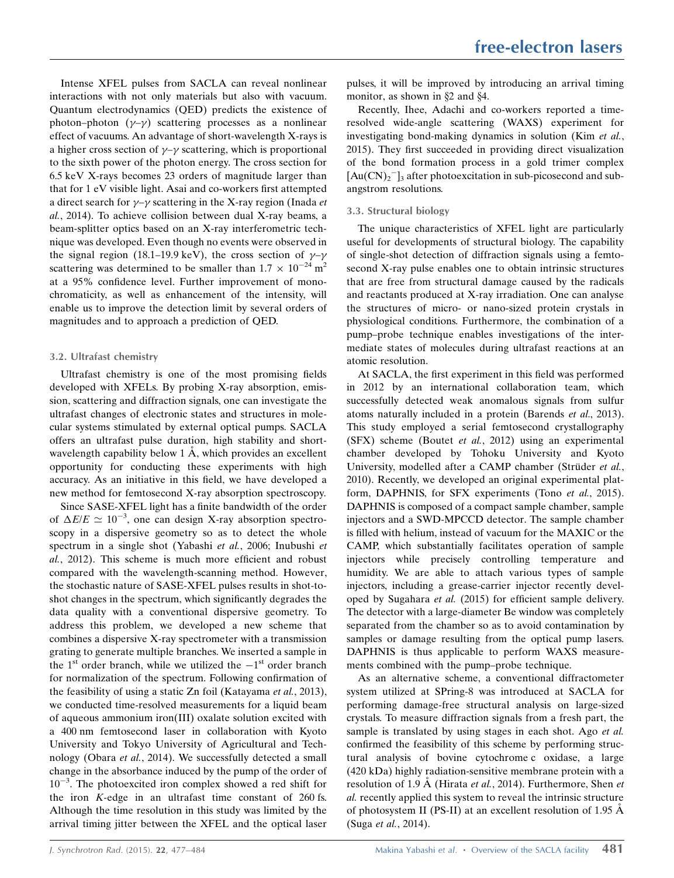Intense XFEL pulses from SACLA can reveal nonlinear interactions with not only materials but also with vacuum. Quantum electrodynamics (QED) predicts the existence of photon–photon ($\gamma$–$\gamma$) scattering processes as a nonlinear effect of vacuums. An advantage of short-wavelength X-rays is a higher cross section of $\gamma$–$\gamma$ scattering, which is proportional to the sixth power of the photon energy. The cross section for 6.5 keV X-rays becomes 23 orders of magnitude larger than that for 1 eV visible light. Asai and co-workers first attempted a direct search for $\gamma$–$\gamma$ scattering in the X-ray region (Inada *et al.*, 2014). To achieve collision between dual X-ray beams, a beam-splitter optics based on an X-ray interferometric technique was developed. Even though no events were observed in the signal region (18.1–19.9 keV), the cross section of $\gamma$–$\gamma$ scattering was determined to be smaller than $1.7 \times 10^{-24}$ m$^2$ at a 95% confidence level. Further improvement of monochromaticity, as well as enhancement of the intensity, will enable us to improve the detection limit by several orders of magnitudes and to approach a prediction of QED.

### 3.2. Ultrafast chemistry

Ultrafast chemistry is one of the most promising fields developed with XFELs. By probing X-ray absorption, emission, scattering and diffraction signals, one can investigate the ultrafast changes of electronic states and structures in molecular systems stimulated by external optical pumps. SACLA offers an ultrafast pulse duration, high stability and short-wavelength capability below 1 Å, which provides an excellent opportunity for conducting these experiments with high accuracy. As an initiative in this field, we have developed a new method for femtosecond X-ray absorption spectroscopy.

Since SASE-XFEL light has a finite bandwidth of the order of $\Delta E/E \simeq 10^{-3}$, one can design X-ray absorption spectroscopy in a dispersive geometry so as to detect the whole spectrum in a single shot (Yabashi *et al.*, 2006; Inubushi *et al.*, 2012). This scheme is much more efficient and robust compared with the wavelength-scanning method. However, the stochastic nature of SASE-XFEL pulses results in shot-to-shot changes in the spectrum, which significantly degrades the data quality with a conventional dispersive geometry. To address this problem, we developed a new scheme that combines a dispersive X-ray spectrometer with a transmission grating to generate multiple branches. We inserted a sample in the 1$^{st}$ order branch, while we utilized the $-1^{st}$ order branch for normalization of the spectrum. Following confirmation of the feasibility of using a static Zn foil (Katayama *et al.*, 2013), we conducted time-resolved measurements for a liquid beam of aqueous ammonium iron(III) oxalate solution excited with a 400 nm femtosecond laser in collaboration with Kyoto University and Tokyo University of Agricultural and Technology (Obara *et al.*, 2014). We successfully detected a small change in the absorbance induced by the pump of the order of $10^{-3}$. The photoexcited iron complex showed a red shift for the iron *K*-edge in an ultrafast time constant of 260 fs. Although the time resolution in this study was limited by the arrival timing jitter between the XFEL and the optical laser pulses, it will be improved by introducing an arrival timing monitor, as shown in §2 and §4.

Recently, Ihee, Adachi and co-workers reported a time-resolved wide-angle scattering (WAXS) experiment for investigating bond-making dynamics in solution (Kim *et al.*, 2015). They first succeeded in providing direct visualization of the bond formation process in a gold trimer complex $[Au(CN)_2{}^-]_3$ after photoexcitation in sub-picosecond and sub-angstrom resolutions.

### 3.3. Structural biology

The unique characteristics of XFEL light are particularly useful for developments of structural biology. The capability of single-shot detection of diffraction signals using a femtosecond X-ray pulse enables one to obtain intrinsic structures that are free from structural damage caused by the radicals and reactants produced at X-ray irradiation. One can analyse the structures of micro- or nano-sized protein crystals in physiological conditions. Furthermore, the combination of a pump–probe technique enables investigations of the intermediate states of molecules during ultrafast reactions at an atomic resolution.

At SACLA, the first experiment in this field was performed in 2012 by an international collaboration team, which successfully detected weak anomalous signals from sulfur atoms naturally included in a protein (Barends *et al.*, 2013). This study employed a serial femtosecond crystallography (SFX) scheme (Boutet *et al.*, 2012) using an experimental chamber developed by Tohoku University and Kyoto University, modelled after a CAMP chamber (Strüder *et al.*, 2010). Recently, we developed an original experimental platform, DAPHNIS, for SFX experiments (Tono *et al.*, 2015). DAPHNIS is composed of a compact sample chamber, sample injectors and a SWD-MPCCD detector. The sample chamber is filled with helium, instead of vacuum for the MAXIC or the CAMP, which substantially facilitates operation of sample injectors while precisely controlling temperature and humidity. We are able to attach various types of sample injectors, including a grease-carrier injector recently developed by Sugahara *et al.* (2015) for efficient sample delivery. The detector with a large-diameter Be window was completely separated from the chamber so as to avoid contamination by samples or damage resulting from the optical pump lasers. DAPHNIS is thus applicable to perform WAXS measurements combined with the pump–probe technique.

As an alternative scheme, a conventional diffractometer system utilized at SPring-8 was introduced at SACLA for performing damage-free structural analysis on large-sized crystals. To measure diffraction signals from a fresh part, the sample is translated by using stages in each shot. Ago *et al.* confirmed the feasibility of this scheme by performing structural analysis of bovine cytochrome c oxidase, a large (420 kDa) highly radiation-sensitive membrane protein with a resolution of 1.9 Å (Hirata *et al.*, 2014). Furthermore, Shen *et al.* recently applied this system to reveal the intrinsic structure of photosystem II (PS-II) at an excellent resolution of 1.95 Å (Suga *et al.*, 2014).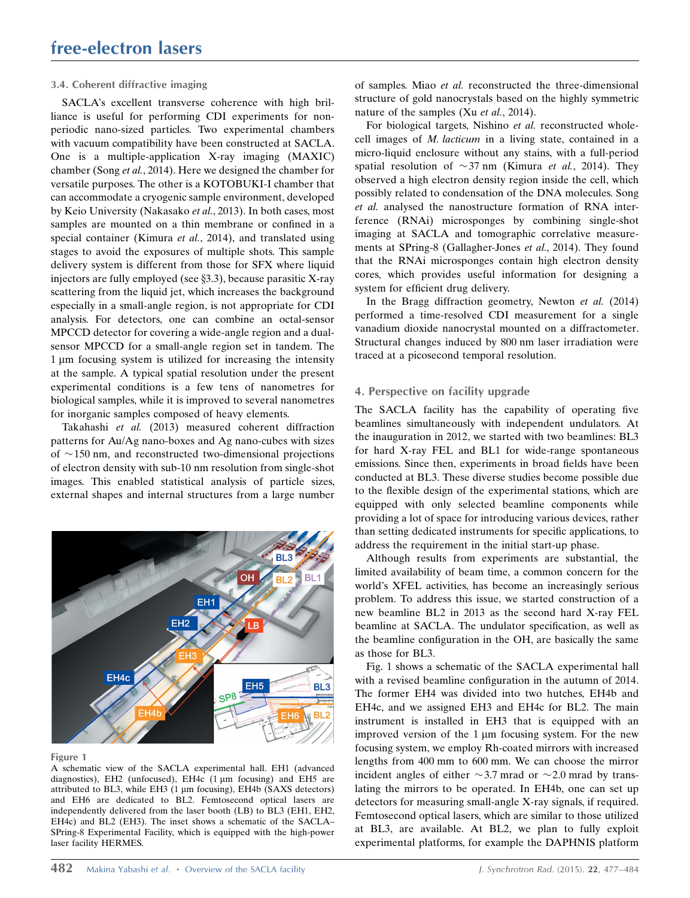### 3.4. Coherent diffractive imaging

SACLA's excellent transverse coherence with high brilliance is useful for performing CDI experiments for non-periodic nano-sized particles. Two experimental chambers with vacuum compatibility have been constructed at SACLA. One is a multiple-application X-ray imaging (MAXIC) chamber (Song *et al.*, 2014). Here we designed the chamber for versatile purposes. The other is a KOTOBUKI-I chamber that can accommodate a cryogenic sample environment, developed by Keio University (Nakasako *et al.*, 2013). In both cases, most samples are mounted on a thin membrane or confined in a special container (Kimura *et al.*, 2014), and translated using stages to avoid the exposures of multiple shots. This sample delivery system is different from those for SFX where liquid injectors are fully employed (see §3.3), because parasitic X-ray scattering from the liquid jet, which increases the background especially in a small-angle region, is not appropriate for CDI analysis. For detectors, one can combine an octal-sensor MPCCD detector for covering a wide-angle region and a dual-sensor MPCCD for a small-angle region set in tandem. The 1 µm focusing system is utilized for increasing the intensity at the sample. A typical spatial resolution under the present experimental conditions is a few tens of nanometres for biological samples, while it is improved to several nanometres for inorganic samples composed of heavy elements.

Takahashi *et al.* (2013) measured coherent diffraction patterns for Au/Ag nano-boxes and Ag nano-cubes with sizes of $\sim$150 nm, and reconstructed two-dimensional projections of electron density with sub-10 nm resolution from single-shot images. This enabled statistical analysis of particle sizes, external shapes and internal structures from a large number of samples. Miao *et al.* reconstructed the three-dimensional structure of gold nanocrystals based on the highly symmetric nature of the samples (Xu *et al.*, 2014).

For biological targets, Nishino *et al.* reconstructed whole-cell images of *M. lacticum* in a living state, contained in a micro-liquid enclosure without any stains, with a full-period spatial resolution of $\sim$37 nm (Kimura *et al.*, 2014). They observed a high electron density region inside the cell, which possibly related to condensation of the DNA molecules. Song *et al.* analysed the nanostructure formation of RNA interference (RNAi) microsponges by combining single-shot imaging at SACLA and tomographic correlative measurements at SPring-8 (Gallagher-Jones *et al.*, 2014). They found that the RNAi microsponges contain high electron density cores, which provides useful information for designing a system for efficient drug delivery.

In the Bragg diffraction geometry, Newton *et al.* (2014) performed a time-resolved CDI measurement for a single vanadium dioxide nanocrystal mounted on a diffractometer. Structural changes induced by 800 nm laser irradiation were traced at a picosecond temporal resolution.

Figure 1

A schematic view of the SACLA experimental hall. EH1 (advanced diagnostics), EH2 (unfocused), EH4c (1 µm focusing) and EH5 are attributed to BL3, while EH3 (1 µm focusing), EH4b (SAXS detectors) and EH6 are dedicated to BL2. Femtosecond optical lasers are independently delivered from the laser booth (LB) to BL3 (EH1, EH2, EH4c) and BL2 (EH3). The inset shows a schematic of the SACLA–SPring-8 Experimental Facility, which is equipped with the high-power laser facility HERMES.

## 4. Perspective on facility upgrade

The SACLA facility has the capability of operating five beamlines simultaneously with independent undulators. At the inauguration in 2012, we started with two beamlines: BL3 for hard X-ray FEL and BL1 for wide-range spontaneous emissions. Since then, experiments in broad fields have been conducted at BL3. These diverse studies become possible due to the flexible design of the experimental stations, which are equipped with only selected beamline components while providing a lot of space for introducing various devices, rather than setting dedicated instruments for specific applications, to address the requirement in the initial start-up phase.

Although results from experiments are substantial, the limited availability of beam time, a common concern for the world's XFEL activities, has become an increasingly serious problem. To address this issue, we started construction of a new beamline BL2 in 2013 as the second hard X-ray FEL beamline at SACLA. The undulator specification, as well as the beamline configuration in the OH, are basically the same as those for BL3.

Fig. 1 shows a schematic of the SACLA experimental hall with a revised beamline configuration in the autumn of 2014. The former EH4 was divided into two hutches, EH4b and EH4c, and we assigned EH3 and EH4c for BL2. The main instrument is installed in EH3 that is equipped with an improved version of the 1 µm focusing system. For the new focusing system, we employ Rh-coated mirrors with increased lengths from 400 mm to 600 mm. We can choose the mirror incident angles of either $\sim$3.7 mrad or $\sim$2.0 mrad by translating the mirrors to be operated. In EH4b, one can set up detectors for measuring small-angle X-ray signals, if required. Femtosecond optical lasers, which are similar to those utilized at BL3, are available. At BL2, we plan to fully exploit experimental platforms, for example the DAPHNIS platform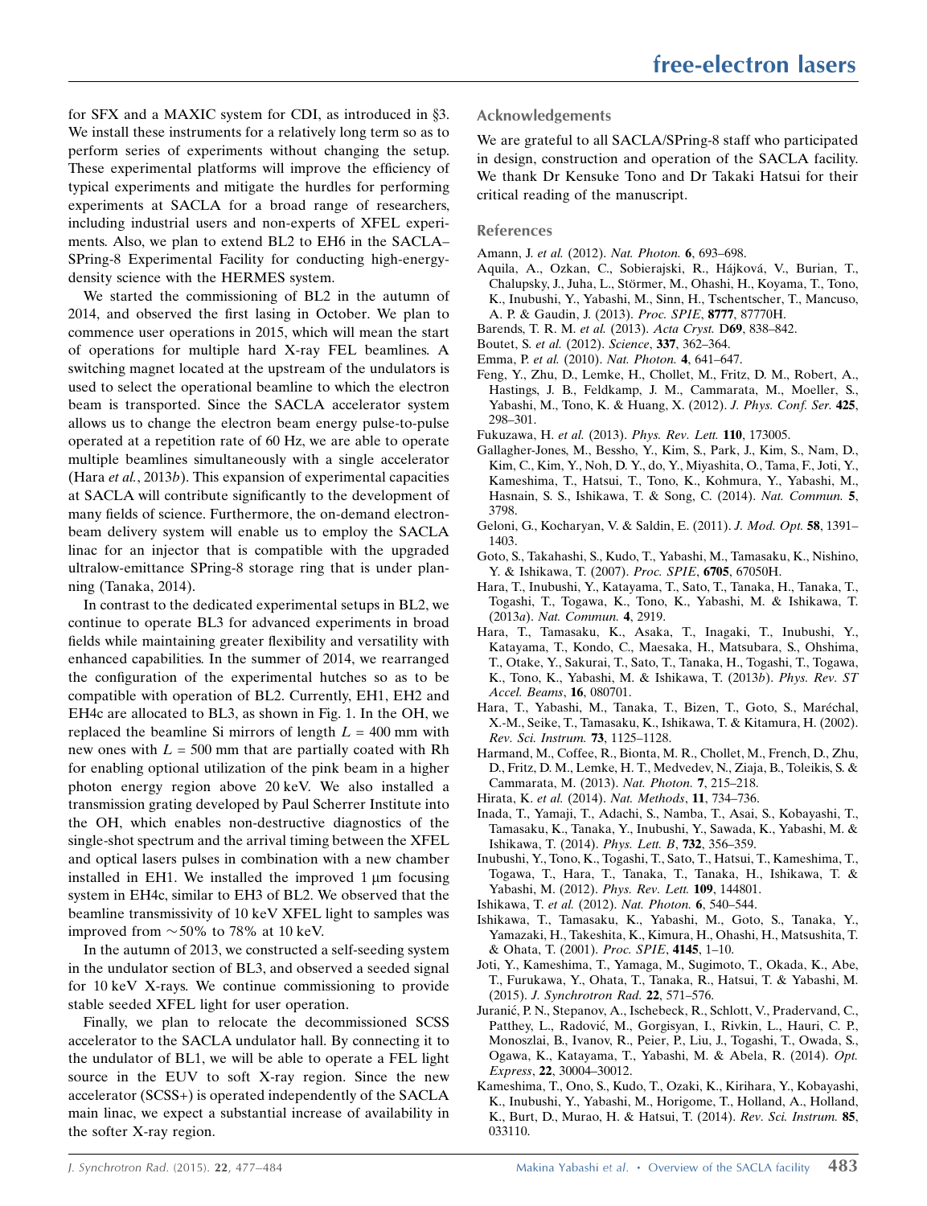for SFX and a MAXIC system for CDI, as introduced in §3. We install these instruments for a relatively long term so as to perform series of experiments without changing the setup. These experimental platforms will improve the efficiency of typical experiments and mitigate the hurdles for performing experiments at SACLA for a broad range of researchers, including industrial users and non-experts of XFEL experiments. Also, we plan to extend BL2 to EH6 in the SACLA–SPring-8 Experimental Facility for conducting high-energy-density science with the HERMES system.

We started the commissioning of BL2 in the autumn of 2014, and observed the first lasing in October. We plan to commence user operations in 2015, which will mean the start of operations for multiple hard X-ray FEL beamlines. A switching magnet located at the upstream of the undulators is used to select the operational beamline to which the electron beam is transported. Since the SACLA accelerator system allows us to change the electron beam energy pulse-to-pulse operated at a repetition rate of 60 Hz, we are able to operate multiple beamlines simultaneously with a single accelerator (Hara *et al.*, 2013*b*). This expansion of experimental capacities at SACLA will contribute significantly to the development of many fields of science. Furthermore, the on-demand electron-beam delivery system will enable us to employ the SACLA linac for an injector that is compatible with the upgraded ultralow-emittance SPring-8 storage ring that is under planning (Tanaka, 2014).

In contrast to the dedicated experimental setups in BL2, we continue to operate BL3 for advanced experiments in broad fields while maintaining greater flexibility and versatility with enhanced capabilities. In the summer of 2014, we rearranged the configuration of the experimental hutches so as to be compatible with operation of BL2. Currently, EH1, EH2 and EH4c are allocated to BL3, as shown in Fig. 1. In the OH, we replaced the beamline Si mirrors of length $L$ = 400 mm with new ones with $L$ = 500 mm that are partially coated with Rh for enabling optional utilization of the pink beam in a higher photon energy region above 20 keV. We also installed a transmission grating developed by Paul Scherrer Institute into the OH, which enables non-destructive diagnostics of the single-shot spectrum and the arrival timing between the XFEL and optical lasers pulses in combination with a new chamber installed in EH1. We installed the improved 1 µm focusing system in EH4c, similar to EH3 of BL2. We observed that the beamline transmissivity of 10 keV XFEL light to samples was improved from ~50% to 78% at 10 keV.

In the autumn of 2013, we constructed a self-seeding system in the undulator section of BL3, and observed a seeded signal for 10 keV X-rays. We continue commissioning to provide stable seeded XFEL light for user operation.

Finally, we plan to relocate the decommissioned SCSS accelerator to the SACLA undulator hall. By connecting it to the undulator of BL1, we will be able to operate a FEL light source in the EUV to soft X-ray region. Since the new accelerator (SCSS+) is operated independently of the SACLA main linac, we expect a substantial increase of availability in the softer X-ray region.

## Acknowledgements

We are grateful to all SACLA/SPring-8 staff who participated in design, construction and operation of the SACLA facility. We thank Dr Kensuke Tono and Dr Takaki Hatsui for their critical reading of the manuscript.

## References

Amann, J. *et al.* (2012). *Nat. Photon.* **6**, 693–698.

Aquila, A., Ozkan, C., Sobierajski, R., Hájková, V., Burian, T., Chalupsky, J., Juha, L., Störmer, M., Ohashi, H., Koyama, T., Tono, K., Inubushi, Y., Yabashi, M., Sinn, H., Tschentscher, T., Mancuso, A. P. & Gaudin, J. (2013). *Proc. SPIE*, **8777**, 87770H.

Barends, T. R. M. *et al.* (2013). *Acta Cryst.* D**69**, 838–842.

Boutet, S. *et al.* (2012). *Science*, **337**, 362–364.

Emma, P. *et al.* (2010). *Nat. Photon.* **4**, 641–647.

Feng, Y., Zhu, D., Lemke, H., Chollet, M., Fritz, D. M., Robert, A., Hastings, J. B., Feldkamp, J. M., Cammarata, M., Moeller, S., Yabashi, M., Tono, K. & Huang, X. (2012). *J. Phys. Conf. Ser.* **425**, 298–301.

Fukuzawa, H. *et al.* (2013). *Phys. Rev. Lett.* **110**, 173005.

Gallagher-Jones, M., Bessho, Y., Kim, S., Park, J., Kim, S., Nam, D., Kim, C., Kim, Y., Noh, D. Y., do, Y., Miyashita, O., Tama, F., Joti, Y., Kameshima, T., Hatsui, T., Tono, K., Kohmura, Y., Yabashi, M., Hasnain, S. S., Ishikawa, T. & Song, C. (2014). *Nat. Commun.* **5**, 3798.

Geloni, G., Kocharyan, V. & Saldin, E. (2011). *J. Mod. Opt.* **58**, 1391–1403.

Goto, S., Takahashi, S., Kudo, T., Yabashi, M., Tamasaku, K., Nishino, Y. & Ishikawa, T. (2007). *Proc. SPIE*, **6705**, 67050H.

Hara, T., Inubushi, Y., Katayama, T., Sato, T., Tanaka, H., Tanaka, T., Togashi, T., Togawa, K., Tono, K., Yabashi, M. & Ishikawa, T. (2013*a*). *Nat. Commun.* **4**, 2919.

Hara, T., Tamasaku, K., Asaka, T., Inagaki, T., Inubushi, Y., Katayama, T., Kondo, C., Maesaka, H., Matsubara, S., Ohshima, T., Otake, Y., Sakurai, T., Sato, T., Tanaka, H., Togashi, T., Togawa, K., Tono, K., Yabashi, M. & Ishikawa, T. (2013*b*). *Phys. Rev. ST Accel. Beams*, **16**, 080701.

Hara, T., Yabashi, M., Tanaka, T., Bizen, T., Goto, S., Maréchal, X.-M., Seike, T., Tamasaku, K., Ishikawa, T. & Kitamura, H. (2002). *Rev. Sci. Instrum.* **73**, 1125–1128.

Harmand, M., Coffee, R., Bionta, M. R., Chollet, M., French, D., Zhu, D., Fritz, D. M., Lemke, H. T., Medvedev, N., Ziaja, B., Toleikis, S. & Cammarata, M. (2013). *Nat. Photon.* **7**, 215–218.

Hirata, K. *et al.* (2014). *Nat. Methods*, **11**, 734–736.

Inada, T., Yamaji, T., Adachi, S., Namba, T., Asai, S., Kobayashi, T., Tamasaku, K., Tanaka, Y., Inubushi, Y., Sawada, K., Yabashi, M. & Ishikawa, T. (2014). *Phys. Lett. B*, **732**, 356–359.

Inubushi, Y., Tono, K., Togashi, T., Sato, T., Hatsui, T., Kameshima, T., Togawa, K., Hara, T., Tanaka, T., Tanaka, H., Ishikawa, T. & Yabashi, M. (2012). *Phys. Rev. Lett.* **109**, 144801.

Ishikawa, T. *et al.* (2012). *Nat. Photon.* **6**, 540–544.

Ishikawa, T., Tamasaku, K., Yabashi, M., Goto, S., Tanaka, Y., Yamazaki, H., Takeshita, K., Kimura, H., Ohashi, H., Matsushita, T. & Ohata, T. (2001). *Proc. SPIE*, **4145**, 1–10.

Joti, Y., Kameshima, T., Yamaga, M., Sugimoto, T., Okada, K., Abe, T., Furukawa, Y., Ohata, T., Tanaka, R., Hatsui, T. & Yabashi, M. (2015). *J. Synchrotron Rad.* **22**, 571–576.

Juranić, P. N., Stepanov, A., Ischebeck, R., Schlott, V., Pradervand, C., Patthey, L., Radović, M., Gorgisyan, I., Rivkin, L., Hauri, C. P., Monoszlai, B., Ivanov, R., Peier, P., Liu, J., Togashi, T., Owada, S., Ogawa, K., Katayama, T., Yabashi, M. & Abela, R. (2014). *Opt. Express*, **22**, 30004–30012.

Kameshima, T., Ono, S., Kudo, T., Ozaki, K., Kirihara, Y., Kobayashi, K., Inubushi, Y., Yabashi, M., Horigome, T., Holland, A., Holland, K., Burt, D., Murao, H. & Hatsui, T. (2014). *Rev. Sci. Instrum.* **85**, 033110.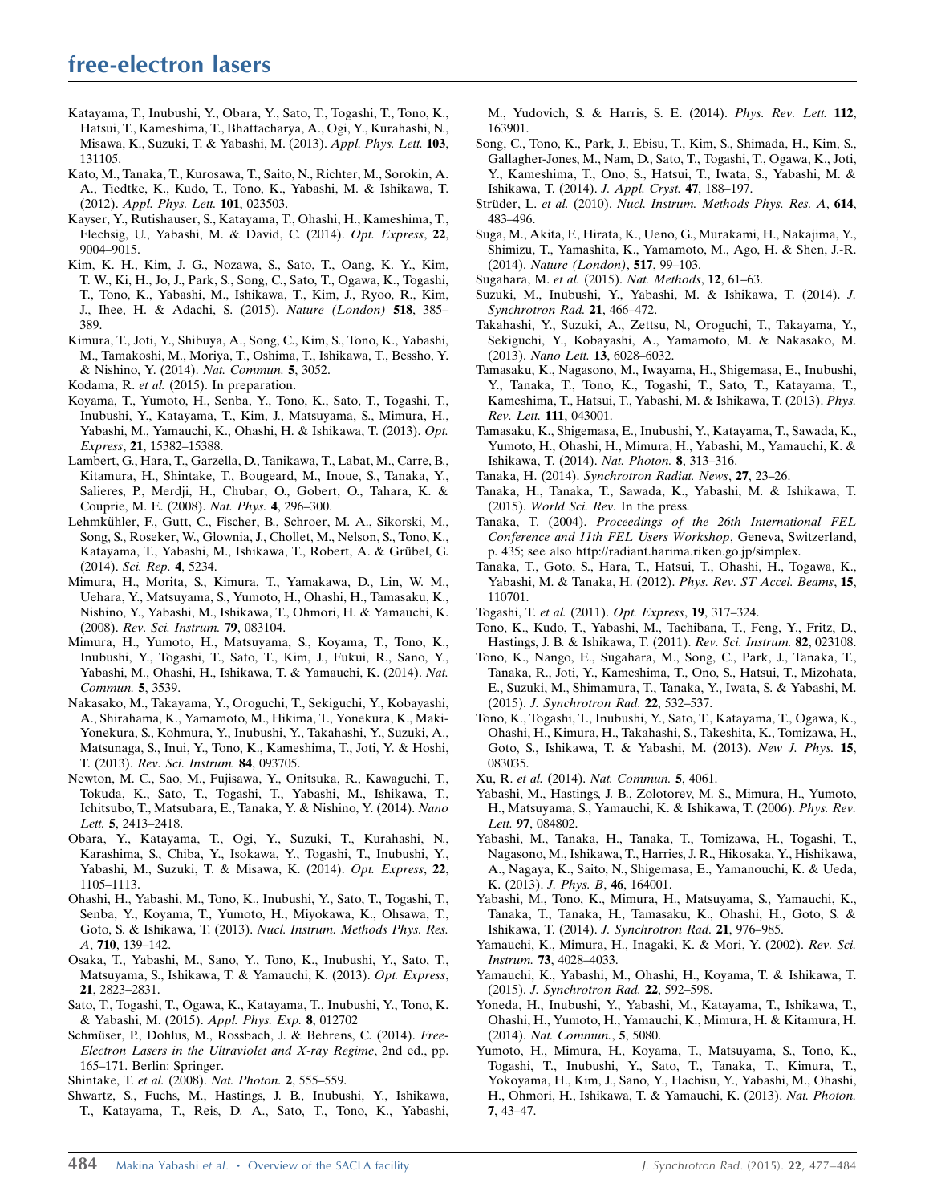Katayama, T., Inubushi, Y., Obara, Y., Sato, T., Togashi, T., Tono, K., Hatsui, T., Kameshima, T., Bhattacharya, A., Ogi, Y., Kurahashi, N., Misawa, K., Suzuki, T. & Yabashi, M. (2013). *Appl. Phys. Lett.* **103**, 131105.

Kato, M., Tanaka, T., Kurosawa, T., Saito, N., Richter, M., Sorokin, A. A., Tiedtke, K., Kudo, T., Tono, K., Yabashi, M. & Ishikawa, T. (2012). *Appl. Phys. Lett.* **101**, 023503.

Kayser, Y., Rutishauser, S., Katayama, T., Ohashi, H., Kameshima, T., Flechsig, U., Yabashi, M. & David, C. (2014). *Opt. Express*, **22**, 9004–9015.

Kim, K. H., Kim, J. G., Nozawa, S., Sato, T., Oang, K. Y., Kim, T. W., Ki, H., Jo, J., Park, S., Song, C., Sato, T., Ogawa, K., Togashi, T., Tono, K., Yabashi, M., Ishikawa, T., Kim, J., Ryoo, R., Kim, J., Ihee, H. & Adachi, S. (2015). *Nature (London)* **518**, 385–389.

Kimura, T., Joti, Y., Shibuya, A., Song, C., Kim, S., Tono, K., Yabashi, M., Tamakoshi, M., Moriya, T., Oshima, T., Ishikawa, T., Bessho, Y. & Nishino, Y. (2014). *Nat. Commun.* **5**, 3052.

Kodama, R. *et al.* (2015). In preparation.

Koyama, T., Yumoto, H., Senba, Y., Tono, K., Sato, T., Togashi, T., Inubushi, Y., Katayama, T., Kim, J., Matsuyama, S., Mimura, H., Yabashi, M., Yamauchi, K., Ohashi, H. & Ishikawa, T. (2013). *Opt. Express*, **21**, 15382–15388.

Lambert, G., Hara, T., Garzella, D., Tanikawa, T., Labat, M., Carre, B., Kitamura, H., Shintake, T., Bougeard, M., Inoue, S., Tanaka, Y., Salieres, P., Merdji, H., Chubar, O., Gobert, O., Tahara, K. & Couprie, M. E. (2008). *Nat. Phys.* **4**, 296–300.

Lehmkühler, F., Gutt, C., Fischer, B., Schroer, M. A., Sikorski, M., Song, S., Roseker, W., Glownia, J., Chollet, M., Nelson, S., Tono, K., Katayama, T., Yabashi, M., Ishikawa, T., Robert, A. & Grübel, G. (2014). *Sci. Rep.* **4**, 5234.

Mimura, H., Morita, S., Kimura, T., Yamakawa, D., Lin, W. M., Uehara, Y., Matsuyama, S., Yumoto, H., Ohashi, H., Tamasaku, K., Nishino, Y., Yabashi, M., Ishikawa, T., Ohmori, H. & Yamauchi, K. (2008). *Rev. Sci. Instrum.* **79**, 083104.

Mimura, H., Yumoto, H., Matsuyama, S., Koyama, T., Tono, K., Inubushi, Y., Togashi, T., Sato, T., Kim, J., Fukui, R., Sano, Y., Yabashi, M., Ohashi, H., Ishikawa, T. & Yamauchi, K. (2014). *Nat. Commun.* **5**, 3539.

Nakasako, M., Takayama, Y., Oroguchi, T., Sekiguchi, Y., Kobayashi, A., Shirahama, K., Yamamoto, M., Hikima, T., Yonekura, K., Maki-Yonekura, S., Kohmura, Y., Inubushi, Y., Takahashi, Y., Suzuki, A., Matsunaga, S., Inui, Y., Tono, K., Kameshima, T., Joti, Y. & Hoshi, T. (2013). *Rev. Sci. Instrum.* **84**, 093705.

Newton, M. C., Sao, M., Fujisawa, Y., Onitsuka, R., Kawaguchi, T., Tokuda, K., Sato, T., Togashi, T., Yabashi, M., Ishikawa, T., Ichitsubo, T., Matsubara, E., Tanaka, Y. & Nishino, Y. (2014). *Nano Lett.* **5**, 2413–2418.

Obara, Y., Katayama, T., Ogi, Y., Suzuki, T., Kurahashi, N., Karashima, S., Chiba, Y., Isokawa, Y., Togashi, T., Inubushi, Y., Yabashi, M., Suzuki, T. & Misawa, K. (2014). *Opt. Express*, **22**, 1105–1113.

Ohashi, H., Yabashi, M., Tono, K., Inubushi, Y., Sato, T., Togashi, T., Senba, Y., Koyama, T., Yumoto, H., Miyokawa, K., Ohsawa, T., Goto, S. & Ishikawa, T. (2013). *Nucl. Instrum. Methods Phys. Res. A*, **710**, 139–142.

Osaka, T., Yabashi, M., Sano, Y., Tono, K., Inubushi, Y., Sato, T., Matsuyama, S., Ishikawa, T. & Yamauchi, K. (2013). *Opt. Express*, **21**, 2823–2831.

Sato, T., Togashi, T., Ogawa, K., Katayama, T., Inubushi, Y., Tono, K. & Yabashi, M. (2015). *Appl. Phys. Exp.* **8**, 012702

Schmüser, P., Dohlus, M., Rossbach, J. & Behrens, C. (2014). *Free-Electron Lasers in the Ultraviolet and X-ray Regime*, 2nd ed., pp. 165–171. Berlin: Springer.

Shintake, T. *et al.* (2008). *Nat. Photon.* **2**, 555–559.

Shwartz, S., Fuchs, M., Hastings, J. B., Inubushi, Y., Ishikawa, T., Katayama, T., Reis, D. A., Sato, T., Tono, K., Yabashi, M., Yudovich, S. & Harris, S. E. (2014). *Phys. Rev. Lett.* **112**, 163901.

Song, C., Tono, K., Park, J., Ebisu, T., Kim, S., Shimada, H., Kim, S., Gallagher-Jones, M., Nam, D., Sato, T., Togashi, T., Ogawa, K., Joti, Y., Kameshima, T., Ono, S., Hatsui, T., Iwata, S., Yabashi, M. & Ishikawa, T. (2014). *J. Appl. Cryst.* **47**, 188–197.

Strüder, L. *et al.* (2010). *Nucl. Instrum. Methods Phys. Res. A*, **614**, 483–496.

Suga, M., Akita, F., Hirata, K., Ueno, G., Murakami, H., Nakajima, Y., Shimizu, T., Yamashita, K., Yamamoto, M., Ago, H. & Shen, J.-R. (2014). *Nature (London)*, **517**, 99–103.

Sugahara, M. *et al.* (2015). *Nat. Methods*, **12**, 61–63.

Suzuki, M., Inubushi, Y., Yabashi, M. & Ishikawa, T. (2014). *J. Synchrotron Rad.* **21**, 466–472.

Takahashi, Y., Suzuki, A., Zettsu, N., Oroguchi, T., Takayama, Y., Sekiguchi, Y., Kobayashi, A., Yamamoto, M. & Nakasako, M. (2013). *Nano Lett.* **13**, 6028–6032.

Tamasaku, K., Nagasono, M., Iwayama, H., Shigemasa, E., Inubushi, Y., Tanaka, T., Tono, K., Togashi, T., Sato, T., Katayama, T., Kameshima, T., Hatsui, T., Yabashi, M. & Ishikawa, T. (2013). *Phys. Rev. Lett.* **111**, 043001.

Tamasaku, K., Shigemasa, E., Inubushi, Y., Katayama, T., Sawada, K., Yumoto, H., Ohashi, H., Mimura, H., Yabashi, M., Yamauchi, K. & Ishikawa, T. (2014). *Nat. Photon.* **8**, 313–316.

Tanaka, H. (2014). *Synchrotron Radiat. News*, **27**, 23–26.

Tanaka, H., Tanaka, T., Sawada, K., Yabashi, M. & Ishikawa, T. (2015). *World Sci. Rev.* In the press.

Tanaka, T. (2004). *Proceedings of the 26th International FEL Conference and 11th FEL Users Workshop*, Geneva, Switzerland, p. 435; see also http://radiant.harima.riken.go.jp/simplex.

Tanaka, T., Goto, S., Hara, T., Hatsui, T., Ohashi, H., Togawa, K., Yabashi, M. & Tanaka, H. (2012). *Phys. Rev. ST Accel. Beams*, **15**, 110701.

Togashi, T. *et al.* (2011). *Opt. Express*, **19**, 317–324.

Tono, K., Kudo, T., Yabashi, M., Tachibana, T., Feng, Y., Fritz, D., Hastings, J. B. & Ishikawa, T. (2011). *Rev. Sci. Instrum.* **82**, 023108.

Tono, K., Nango, E., Sugahara, M., Song, C., Park, J., Tanaka, T., Tanaka, R., Joti, Y., Kameshima, T., Ono, S., Hatsui, T., Mizohata, E., Suzuki, M., Shimamura, T., Tanaka, Y., Iwata, S. & Yabashi, M. (2015). *J. Synchrotron Rad.* **22**, 532–537.

Tono, K., Togashi, T., Inubushi, Y., Sato, T., Katayama, T., Ogawa, K., Ohashi, H., Kimura, H., Takahashi, S., Takeshita, K., Tomizawa, H., Goto, S., Ishikawa, T. & Yabashi, M. (2013). *New J. Phys.* **15**, 083035.

Xu, R. *et al.* (2014). *Nat. Commun.* **5**, 4061.

Yabashi, M., Hastings, J. B., Zolotorev, M. S., Mimura, H., Yumoto, H., Matsuyama, S., Yamauchi, K. & Ishikawa, T. (2006). *Phys. Rev. Lett.* **97**, 084802.

Yabashi, M., Tanaka, H., Tanaka, T., Tomizawa, H., Togashi, T., Nagasono, M., Ishikawa, T., Harries, J. R., Hikosaka, Y., Hishikawa, A., Nagaya, K., Saito, N., Shigemasa, E., Yamanouchi, K. & Ueda, K. (2013). *J. Phys. B*, **46**, 164001.

Yabashi, M., Tono, K., Mimura, H., Matsuyama, S., Yamauchi, K., Tanaka, T., Tanaka, H., Tamasaku, K., Ohashi, H., Goto, S. & Ishikawa, T. (2014). *J. Synchrotron Rad.* **21**, 976–985.

Yamauchi, K., Mimura, H., Inagaki, K. & Mori, Y. (2002). *Rev. Sci. Instrum.* **73**, 4028–4033.

Yamauchi, K., Yabashi, M., Ohashi, H., Koyama, T. & Ishikawa, T. (2015). *J. Synchrotron Rad.* **22**, 592–598.

Yoneda, H., Inubushi, Y., Yabashi, M., Katayama, T., Ishikawa, T., Ohashi, H., Yumoto, H., Yamauchi, K., Mimura, H. & Kitamura, H. (2014). *Nat. Commun.*, **5**, 5080.

Yumoto, H., Mimura, H., Koyama, T., Matsuyama, S., Tono, K., Togashi, T., Inubushi, Y., Sato, T., Tanaka, T., Kimura, T., Yokoyama, H., Kim, J., Sano, Y., Hachisu, Y., Yabashi, M., Ohashi, H., Ohmori, H., Ishikawa, T. & Yamauchi, K. (2013). *Nat. Photon.* **7**, 43–47.